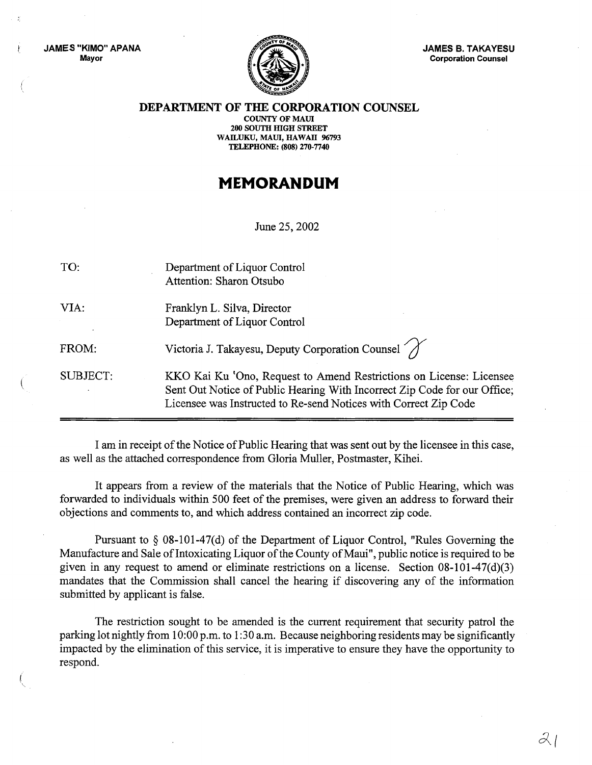JAMES "KIMO" APANA
Mayor

JAMES B. TAKAYESU
Corporation Counsel

**DEPARTMENT OF THE CORPORATION COUNSEL**
COUNTY OF MAUI
200 SOUTH HIGH STREET
WAILUKU, MAUI, HAWAII 96793
TELEPHONE: (808) 270-7740

# MEMORANDUM

June 25, 2002

| | |
|---|---|
| TO: | Department of Liquor Control<br>Attention: Sharon Otsubo |
| VIA: | Franklyn L. Silva, Director<br>Department of Liquor Control |
| FROM: | Victoria J. Takayesu, Deputy Corporation Counsel |
| SUBJECT: | KKO Kai Ku 'Ono, Request to Amend Restrictions on License: Licensee Sent Out Notice of Public Hearing With Incorrect Zip Code for our Office; Licensee was Instructed to Re-send Notices with Correct Zip Code |

I am in receipt of the Notice of Public Hearing that was sent out by the licensee in this case, as well as the attached correspondence from Gloria Muller, Postmaster, Kihei.

It appears from a review of the materials that the Notice of Public Hearing, which was forwarded to individuals within 500 feet of the premises, were given an address to forward their objections and comments to, and which address contained an incorrect zip code.

Pursuant to § 08-101-47(d) of the Department of Liquor Control, "Rules Governing the Manufacture and Sale of Intoxicating Liquor of the County of Maui", public notice is required to be given in any request to amend or eliminate restrictions on a license. Section 08-101-47(d)(3) mandates that the Commission shall cancel the hearing if discovering any of the information submitted by applicant is false.

The restriction sought to be amended is the current requirement that security patrol the parking lot nightly from 10:00 p.m. to 1:30 a.m. Because neighboring residents may be significantly impacted by the elimination of this service, it is imperative to ensure they have the opportunity to respond.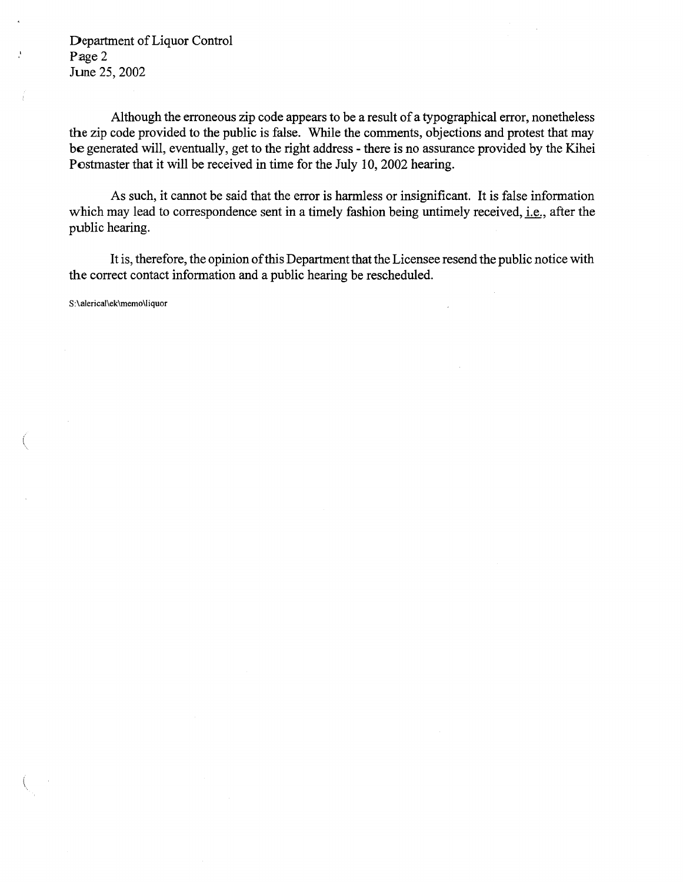Although the erroneous zip code appears to be a result of a typographical error, nonetheless the zip code provided to the public is false. While the comments, objections and protest that may be generated will, eventually, get to the right address - there is no assurance provided by the Kihei Postmaster that it will be received in time for the July 10, 2002 hearing.

As such, it cannot be said that the error is harmless or insignificant. It is false information which may lead to correspondence sent in a timely fashion being untimely received, i.e., after the public hearing.

It is, therefore, the opinion of this Department that the Licensee resend the public notice with the correct contact information and a public hearing be rescheduled.

S:\alerical\ek\memo\liquor